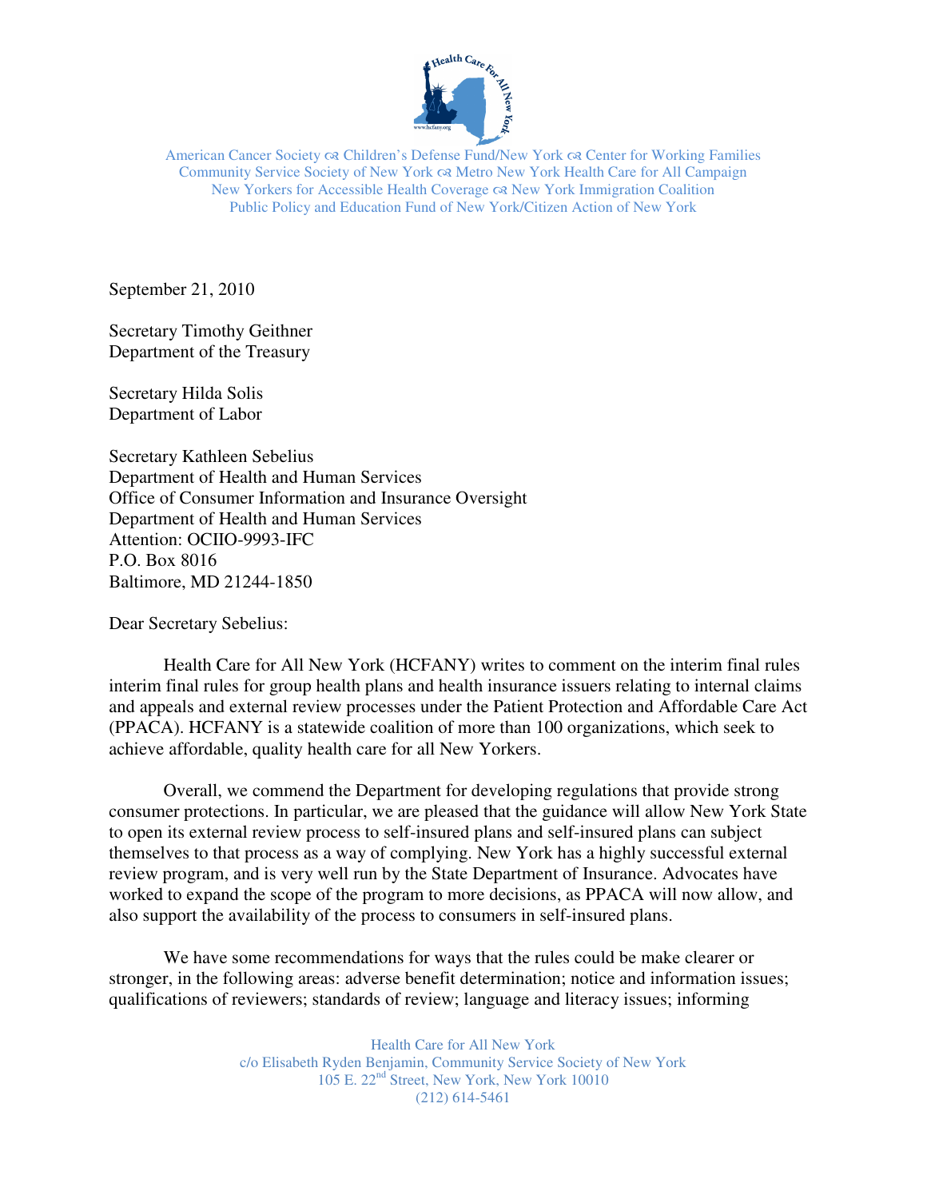American Cancer Society ☙ Children's Defense Fund/New York ☙ Center for Working Families
Community Service Society of New York ☙ Metro New York Health Care for All Campaign
New Yorkers for Accessible Health Coverage ☙ New York Immigration Coalition
Public Policy and Education Fund of New York/Citizen Action of New York

September 21, 2010

Secretary Timothy Geithner
Department of the Treasury

Secretary Hilda Solis
Department of Labor

Secretary Kathleen Sebelius
Department of Health and Human Services
Office of Consumer Information and Insurance Oversight
Department of Health and Human Services
Attention: OCIIO-9993-IFC
P.O. Box 8016
Baltimore, MD 21244-1850

Dear Secretary Sebelius:

Health Care for All New York (HCFANY) writes to comment on the interim final rules interim final rules for group health plans and health insurance issuers relating to internal claims and appeals and external review processes under the Patient Protection and Affordable Care Act (PPACA). HCFANY is a statewide coalition of more than 100 organizations, which seek to achieve affordable, quality health care for all New Yorkers.

Overall, we commend the Department for developing regulations that provide strong consumer protections. In particular, we are pleased that the guidance will allow New York State to open its external review process to self-insured plans and self-insured plans can subject themselves to that process as a way of complying. New York has a highly successful external review program, and is very well run by the State Department of Insurance. Advocates have worked to expand the scope of the program to more decisions, as PPACA will now allow, and also support the availability of the process to consumers in self-insured plans.

We have some recommendations for ways that the rules could be make clearer or stronger, in the following areas: adverse benefit determination; notice and information issues; qualifications of reviewers; standards of review; language and literacy issues; informing

Health Care for All New York
c/o Elisabeth Ryden Benjamin, Community Service Society of New York
105 E. 22nd Street, New York, New York 10010
(212) 614-5461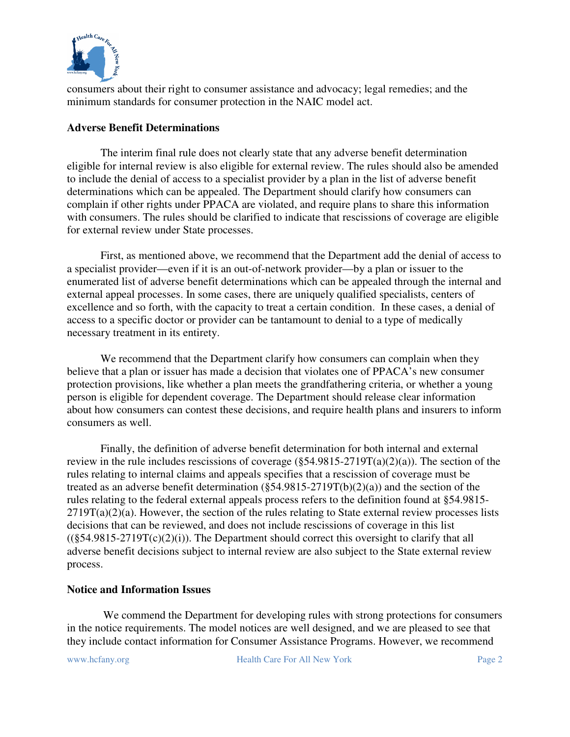consumers about their right to consumer assistance and advocacy; legal remedies; and the minimum standards for consumer protection in the NAIC model act.

**Adverse Benefit Determinations**

The interim final rule does not clearly state that any adverse benefit determination eligible for internal review is also eligible for external review. The rules should also be amended to include the denial of access to a specialist provider by a plan in the list of adverse benefit determinations which can be appealed. The Department should clarify how consumers can complain if other rights under PPACA are violated, and require plans to share this information with consumers. The rules should be clarified to indicate that rescissions of coverage are eligible for external review under State processes.

First, as mentioned above, we recommend that the Department add the denial of access to a specialist provider—even if it is an out-of-network provider—by a plan or issuer to the enumerated list of adverse benefit determinations which can be appealed through the internal and external appeal processes. In some cases, there are uniquely qualified specialists, centers of excellence and so forth, with the capacity to treat a certain condition. In these cases, a denial of access to a specific doctor or provider can be tantamount to denial to a type of medically necessary treatment in its entirety.

We recommend that the Department clarify how consumers can complain when they believe that a plan or issuer has made a decision that violates one of PPACA's new consumer protection provisions, like whether a plan meets the grandfathering criteria, or whether a young person is eligible for dependent coverage. The Department should release clear information about how consumers can contest these decisions, and require health plans and insurers to inform consumers as well.

Finally, the definition of adverse benefit determination for both internal and external review in the rule includes rescissions of coverage (§54.9815-2719T(a)(2)(a)). The section of the rules relating to internal claims and appeals specifies that a rescission of coverage must be treated as an adverse benefit determination (§54.9815-2719T(b)(2)(a)) and the section of the rules relating to the federal external appeals process refers to the definition found at §54.9815-2719T(a)(2)(a). However, the section of the rules relating to State external review processes lists decisions that can be reviewed, and does not include rescissions of coverage in this list ((§54.9815-2719T(c)(2)(i)). The Department should correct this oversight to clarify that all adverse benefit decisions subject to internal review are also subject to the State external review process.

**Notice and Information Issues**

We commend the Department for developing rules with strong protections for consumers in the notice requirements. The model notices are well designed, and we are pleased to see that they include contact information for Consumer Assistance Programs. However, we recommend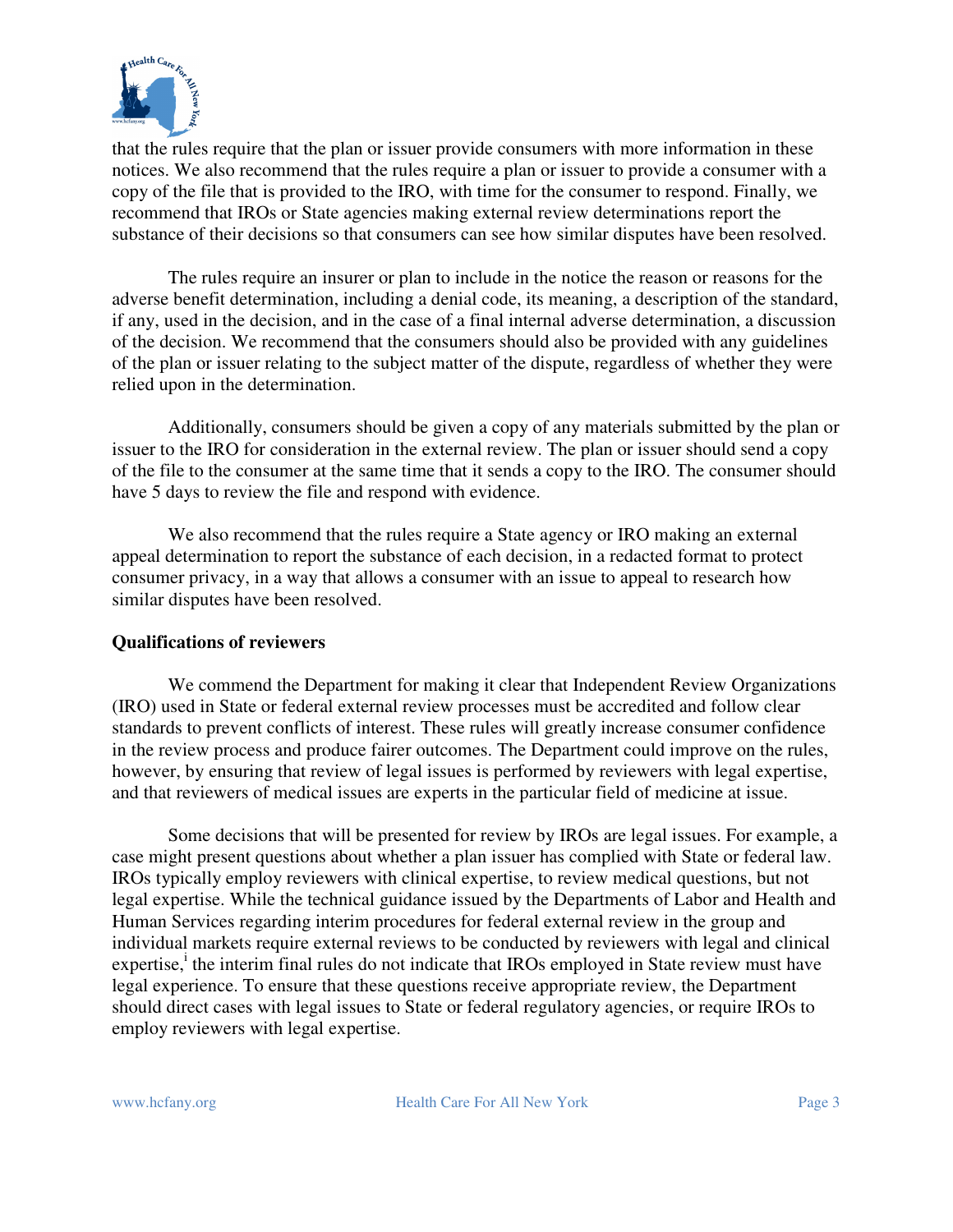that the rules require that the plan or issuer provide consumers with more information in these notices. We also recommend that the rules require a plan or issuer to provide a consumer with a copy of the file that is provided to the IRO, with time for the consumer to respond. Finally, we recommend that IROs or State agencies making external review determinations report the substance of their decisions so that consumers can see how similar disputes have been resolved.

The rules require an insurer or plan to include in the notice the reason or reasons for the adverse benefit determination, including a denial code, its meaning, a description of the standard, if any, used in the decision, and in the case of a final internal adverse determination, a discussion of the decision. We recommend that the consumers should also be provided with any guidelines of the plan or issuer relating to the subject matter of the dispute, regardless of whether they were relied upon in the determination.

Additionally, consumers should be given a copy of any materials submitted by the plan or issuer to the IRO for consideration in the external review. The plan or issuer should send a copy of the file to the consumer at the same time that it sends a copy to the IRO. The consumer should have 5 days to review the file and respond with evidence.

We also recommend that the rules require a State agency or IRO making an external appeal determination to report the substance of each decision, in a redacted format to protect consumer privacy, in a way that allows a consumer with an issue to appeal to research how similar disputes have been resolved.

**Qualifications of reviewers**

We commend the Department for making it clear that Independent Review Organizations (IRO) used in State or federal external review processes must be accredited and follow clear standards to prevent conflicts of interest. These rules will greatly increase consumer confidence in the review process and produce fairer outcomes. The Department could improve on the rules, however, by ensuring that review of legal issues is performed by reviewers with legal expertise, and that reviewers of medical issues are experts in the particular field of medicine at issue.

Some decisions that will be presented for review by IROs are legal issues. For example, a case might present questions about whether a plan issuer has complied with State or federal law. IROs typically employ reviewers with clinical expertise, to review medical questions, but not legal expertise. While the technical guidance issued by the Departments of Labor and Health and Human Services regarding interim procedures for federal external review in the group and individual markets require external reviews to be conducted by reviewers with legal and clinical expertise,[i] the interim final rules do not indicate that IROs employed in State review must have legal experience. To ensure that these questions receive appropriate review, the Department should direct cases with legal issues to State or federal regulatory agencies, or require IROs to employ reviewers with legal expertise.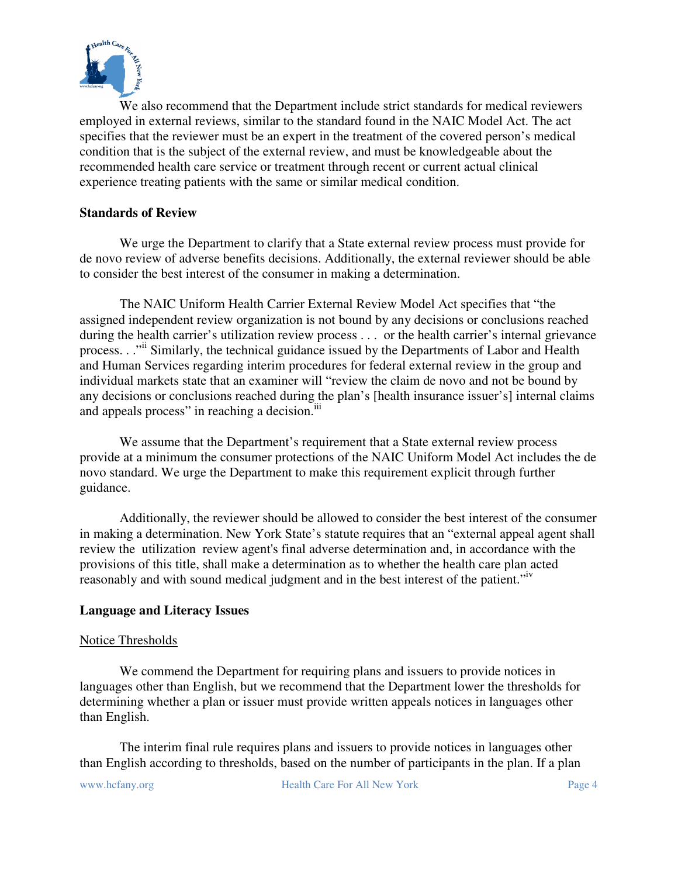We also recommend that the Department include strict standards for medical reviewers employed in external reviews, similar to the standard found in the NAIC Model Act. The act specifies that the reviewer must be an expert in the treatment of the covered person's medical condition that is the subject of the external review, and must be knowledgeable about the recommended health care service or treatment through recent or current actual clinical experience treating patients with the same or similar medical condition.

**Standards of Review**

We urge the Department to clarify that a State external review process must provide for de novo review of adverse benefits decisions. Additionally, the external reviewer should be able to consider the best interest of the consumer in making a determination.

The NAIC Uniform Health Carrier External Review Model Act specifies that "the assigned independent review organization is not bound by any decisions or conclusions reached during the health carrier's utilization review process . . . or the health carrier's internal grievance process. . ."[ii] Similarly, the technical guidance issued by the Departments of Labor and Health and Human Services regarding interim procedures for federal external review in the group and individual markets state that an examiner will "review the claim de novo and not be bound by any decisions or conclusions reached during the plan's [health insurance issuer's] internal claims and appeals process" in reaching a decision.[iii]

We assume that the Department's requirement that a State external review process provide at a minimum the consumer protections of the NAIC Uniform Model Act includes the de novo standard. We urge the Department to make this requirement explicit through further guidance.

Additionally, the reviewer should be allowed to consider the best interest of the consumer in making a determination. New York State's statute requires that an "external appeal agent shall review the utilization review agent's final adverse determination and, in accordance with the provisions of this title, shall make a determination as to whether the health care plan acted reasonably and with sound medical judgment and in the best interest of the patient."[iv]

**Language and Literacy Issues**

Notice Thresholds

We commend the Department for requiring plans and issuers to provide notices in languages other than English, but we recommend that the Department lower the thresholds for determining whether a plan or issuer must provide written appeals notices in languages other than English.

The interim final rule requires plans and issuers to provide notices in languages other than English according to thresholds, based on the number of participants in the plan. If a plan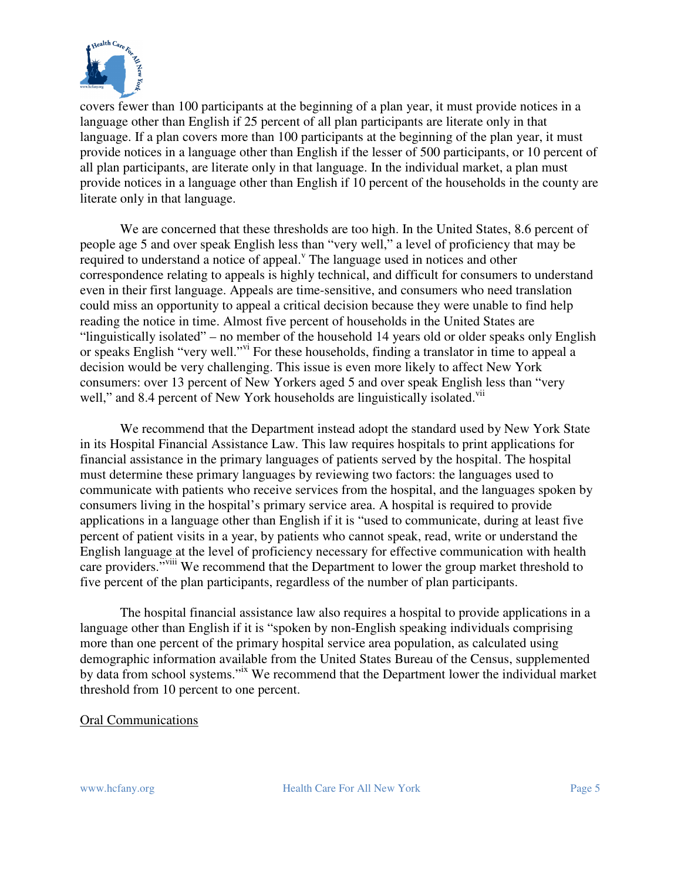covers fewer than 100 participants at the beginning of a plan year, it must provide notices in a language other than English if 25 percent of all plan participants are literate only in that language. If a plan covers more than 100 participants at the beginning of the plan year, it must provide notices in a language other than English if the lesser of 500 participants, or 10 percent of all plan participants, are literate only in that language. In the individual market, a plan must provide notices in a language other than English if 10 percent of the households in the county are literate only in that language.

We are concerned that these thresholds are too high. In the United States, 8.6 percent of people age 5 and over speak English less than "very well," a level of proficiency that may be required to understand a notice of appeal.[v] The language used in notices and other correspondence relating to appeals is highly technical, and difficult for consumers to understand even in their first language. Appeals are time-sensitive, and consumers who need translation could miss an opportunity to appeal a critical decision because they were unable to find help reading the notice in time. Almost five percent of households in the United States are "linguistically isolated" – no member of the household 14 years old or older speaks only English or speaks English "very well."[vi] For these households, finding a translator in time to appeal a decision would be very challenging. This issue is even more likely to affect New York consumers: over 13 percent of New Yorkers aged 5 and over speak English less than "very well," and 8.4 percent of New York households are linguistically isolated.[vii]

We recommend that the Department instead adopt the standard used by New York State in its Hospital Financial Assistance Law. This law requires hospitals to print applications for financial assistance in the primary languages of patients served by the hospital. The hospital must determine these primary languages by reviewing two factors: the languages used to communicate with patients who receive services from the hospital, and the languages spoken by consumers living in the hospital's primary service area. A hospital is required to provide applications in a language other than English if it is "used to communicate, during at least five percent of patient visits in a year, by patients who cannot speak, read, write or understand the English language at the level of proficiency necessary for effective communication with health care providers."[viii] We recommend that the Department to lower the group market threshold to five percent of the plan participants, regardless of the number of plan participants.

The hospital financial assistance law also requires a hospital to provide applications in a language other than English if it is "spoken by non-English speaking individuals comprising more than one percent of the primary hospital service area population, as calculated using demographic information available from the United States Bureau of the Census, supplemented by data from school systems."[ix] We recommend that the Department lower the individual market threshold from 10 percent to one percent.

<u>Oral Communications</u>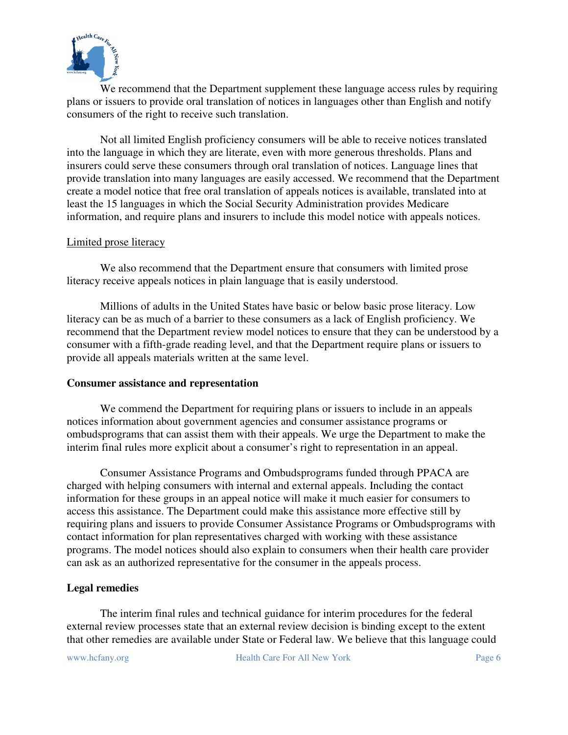We recommend that the Department supplement these language access rules by requiring plans or issuers to provide oral translation of notices in languages other than English and notify consumers of the right to receive such translation.

Not all limited English proficiency consumers will be able to receive notices translated into the language in which they are literate, even with more generous thresholds. Plans and insurers could serve these consumers through oral translation of notices. Language lines that provide translation into many languages are easily accessed. We recommend that the Department create a model notice that free oral translation of appeals notices is available, translated into at least the 15 languages in which the Social Security Administration provides Medicare information, and require plans and insurers to include this model notice with appeals notices.

Limited prose literacy

We also recommend that the Department ensure that consumers with limited prose literacy receive appeals notices in plain language that is easily understood.

Millions of adults in the United States have basic or below basic prose literacy. Low literacy can be as much of a barrier to these consumers as a lack of English proficiency. We recommend that the Department review model notices to ensure that they can be understood by a consumer with a fifth-grade reading level, and that the Department require plans or issuers to provide all appeals materials written at the same level.

**Consumer assistance and representation**

We commend the Department for requiring plans or issuers to include in an appeals notices information about government agencies and consumer assistance programs or ombudsprograms that can assist them with their appeals. We urge the Department to make the interim final rules more explicit about a consumer's right to representation in an appeal.

Consumer Assistance Programs and Ombudsprograms funded through PPACA are charged with helping consumers with internal and external appeals. Including the contact information for these groups in an appeal notice will make it much easier for consumers to access this assistance. The Department could make this assistance more effective still by requiring plans and issuers to provide Consumer Assistance Programs or Ombudsprograms with contact information for plan representatives charged with working with these assistance programs. The model notices should also explain to consumers when their health care provider can ask as an authorized representative for the consumer in the appeals process.

**Legal remedies**

The interim final rules and technical guidance for interim procedures for the federal external review processes state that an external review decision is binding except to the extent that other remedies are available under State or Federal law. We believe that this language could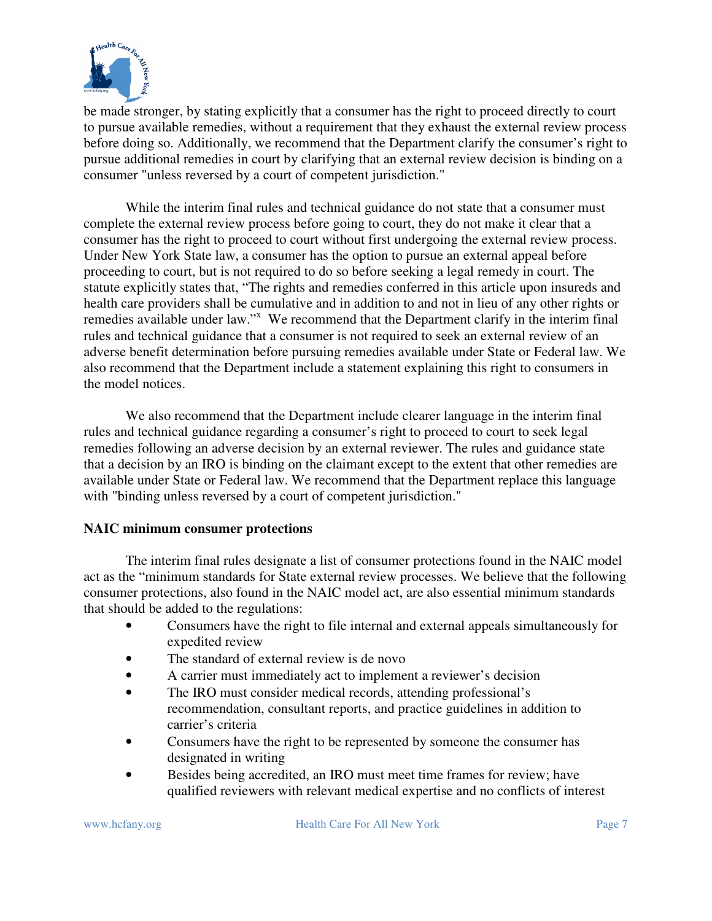be made stronger, by stating explicitly that a consumer has the right to proceed directly to court to pursue available remedies, without a requirement that they exhaust the external review process before doing so. Additionally, we recommend that the Department clarify the consumer's right to pursue additional remedies in court by clarifying that an external review decision is binding on a consumer "unless reversed by a court of competent jurisdiction."

While the interim final rules and technical guidance do not state that a consumer must complete the external review process before going to court, they do not make it clear that a consumer has the right to proceed to court without first undergoing the external review process. Under New York State law, a consumer has the option to pursue an external appeal before proceeding to court, but is not required to do so before seeking a legal remedy in court. The statute explicitly states that, "The rights and remedies conferred in this article upon insureds and health care providers shall be cumulative and in addition to and not in lieu of any other rights or remedies available under law."[x] We recommend that the Department clarify in the interim final rules and technical guidance that a consumer is not required to seek an external review of an adverse benefit determination before pursuing remedies available under State or Federal law. We also recommend that the Department include a statement explaining this right to consumers in the model notices.

We also recommend that the Department include clearer language in the interim final rules and technical guidance regarding a consumer's right to proceed to court to seek legal remedies following an adverse decision by an external reviewer. The rules and guidance state that a decision by an IRO is binding on the claimant except to the extent that other remedies are available under State or Federal law. We recommend that the Department replace this language with "binding unless reversed by a court of competent jurisdiction."

**NAIC minimum consumer protections**

The interim final rules designate a list of consumer protections found in the NAIC model act as the "minimum standards for State external review processes. We believe that the following consumer protections, also found in the NAIC model act, are also essential minimum standards that should be added to the regulations:

- Consumers have the right to file internal and external appeals simultaneously for expedited review
- The standard of external review is de novo
- A carrier must immediately act to implement a reviewer's decision
- The IRO must consider medical records, attending professional's recommendation, consultant reports, and practice guidelines in addition to carrier's criteria
- Consumers have the right to be represented by someone the consumer has designated in writing
- Besides being accredited, an IRO must meet time frames for review; have qualified reviewers with relevant medical expertise and no conflicts of interest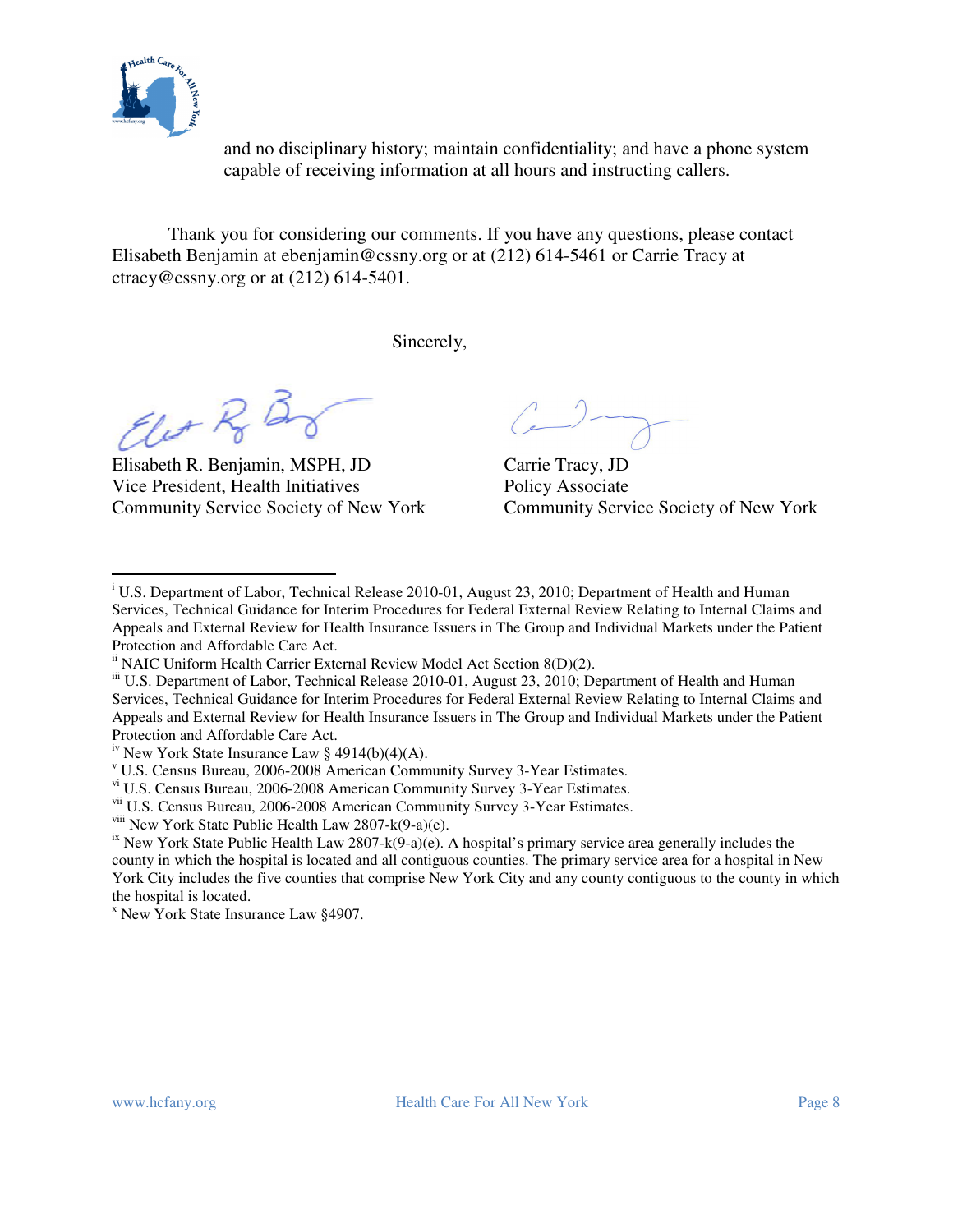and no disciplinary history; maintain confidentiality; and have a phone system capable of receiving information at all hours and instructing callers.

Thank you for considering our comments. If you have any questions, please contact Elisabeth Benjamin at ebenjamin@cssny.org or at (212) 614-5461 or Carrie Tracy at ctracy@cssny.org or at (212) 614-5401.

Sincerely,

Elisabeth R. Benjamin, MSPH, JD
Vice President, Health Initiatives
Community Service Society of New York

Carrie Tracy, JD
Policy Associate
Community Service Society of New York

---

[i] U.S. Department of Labor, Technical Release 2010-01, August 23, 2010; Department of Health and Human Services, Technical Guidance for Interim Procedures for Federal External Review Relating to Internal Claims and Appeals and External Review for Health Insurance Issuers in The Group and Individual Markets under the Patient Protection and Affordable Care Act.

[ii] NAIC Uniform Health Carrier External Review Model Act Section 8(D)(2).

[iii] U.S. Department of Labor, Technical Release 2010-01, August 23, 2010; Department of Health and Human Services, Technical Guidance for Interim Procedures for Federal External Review Relating to Internal Claims and Appeals and External Review for Health Insurance Issuers in The Group and Individual Markets under the Patient Protection and Affordable Care Act.

[iv] New York State Insurance Law § 4914(b)(4)(A).

[v] U.S. Census Bureau, 2006-2008 American Community Survey 3-Year Estimates.

[vi] U.S. Census Bureau, 2006-2008 American Community Survey 3-Year Estimates.

[vii] U.S. Census Bureau, 2006-2008 American Community Survey 3-Year Estimates.

[viii] New York State Public Health Law 2807-k(9-a)(e).

[ix] New York State Public Health Law 2807-k(9-a)(e). A hospital's primary service area generally includes the county in which the hospital is located and all contiguous counties. The primary service area for a hospital in New York City includes the five counties that comprise New York City and any county contiguous to the county in which the hospital is located.

[x] New York State Insurance Law §4907.